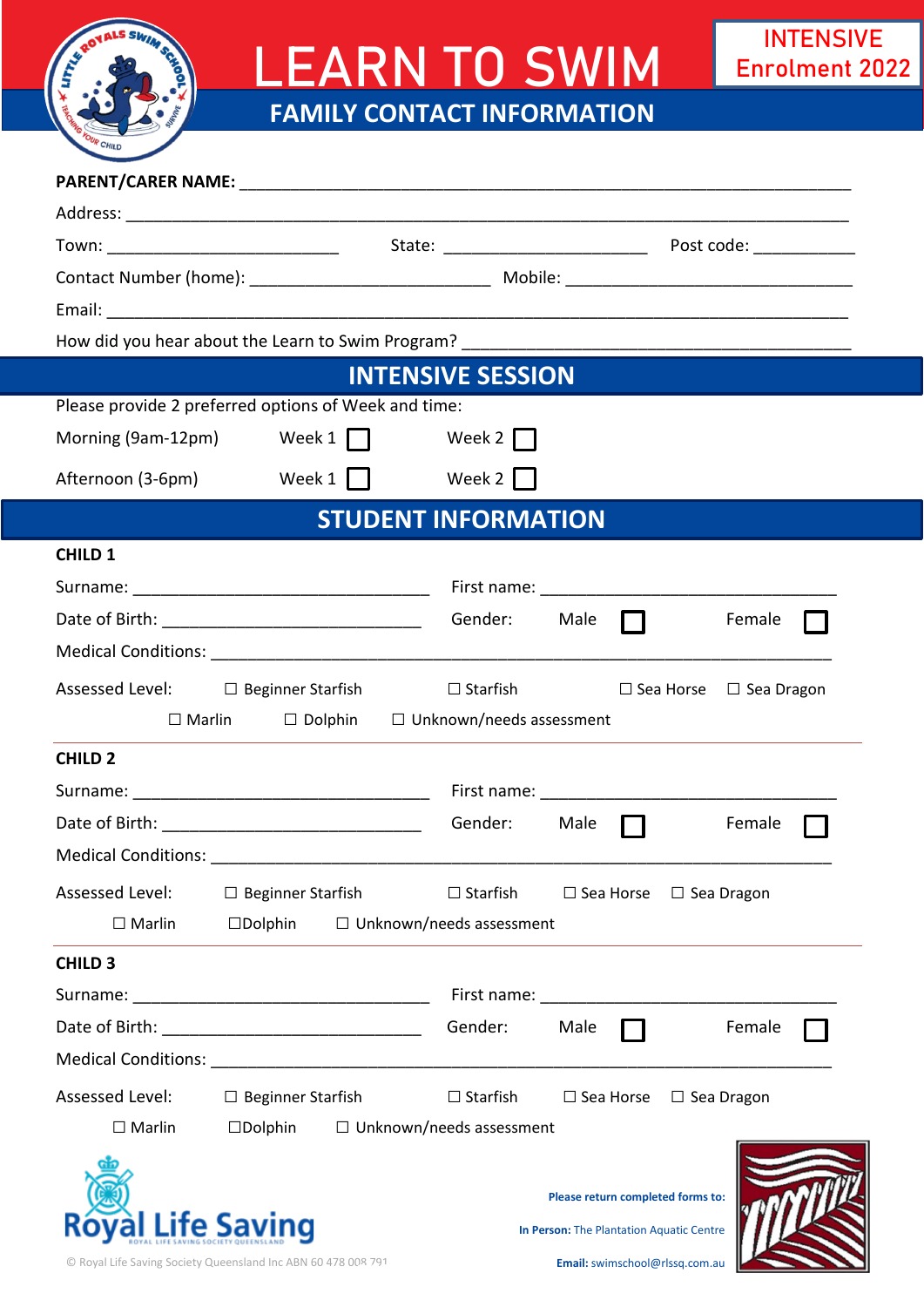# LEARN TO SWIM

## FAMILY CONTACT INFORMATION

INTENSIVE Enrolment 2022

**PARENT/CARER NAME:** ______________________________________________

Address: ______________________________________________

Town: ____________________ State: ____________________ Post code: __________

Contact Number (home): ______________________ Mobile: ______________________

Email: ______________________________________________

How did you hear about the Learn to Swim Program? ______________________

## INTENSIVE SESSION

Please provide 2 preferred options of Week and time:

Morning (9am-12pm) Week 1 ☐ Week 2 ☐

Afternoon (3-6pm) Week 1 ☐ Week 2 ☐

## STUDENT INFORMATION

**CHILD 1**

Surname: ______________________ First name: ______________________

Date of Birth: ______________________ Gender: Male ☐ Female ☐

Medical Conditions: ______________________________________________

Assessed Level: ☐ Beginner Starfish ☐ Starfish ☐ Sea Horse ☐ Sea Dragon ☐ Marlin ☐ Dolphin ☐ Unknown/needs assessment

**CHILD 2**

Surname: ______________________ First name: ______________________

Date of Birth: ______________________ Gender: Male ☐ Female ☐

Medical Conditions: ______________________________________________

Assessed Level: ☐ Beginner Starfish ☐ Starfish ☐ Sea Horse ☐ Sea Dragon ☐ Marlin ☐Dolphin ☐ Unknown/needs assessment

**CHILD 3**

Surname: ______________________ First name: ______________________

Date of Birth: ______________________ Gender: Male ☐ Female ☐

Medical Conditions: ______________________________________________

Assessed Level: ☐ Beginner Starfish ☐ Starfish ☐ Sea Horse ☐ Sea Dragon ☐ Marlin ☐Dolphin ☐ Unknown/needs assessment

Royal Life Saving

© Royal Life Saving Society Queensland Inc ABN 60 478 008 791

**Please return completed forms to:**

**In Person:** The Plantation Aquatic Centre

**Email:** swimschool@rlssq.com.au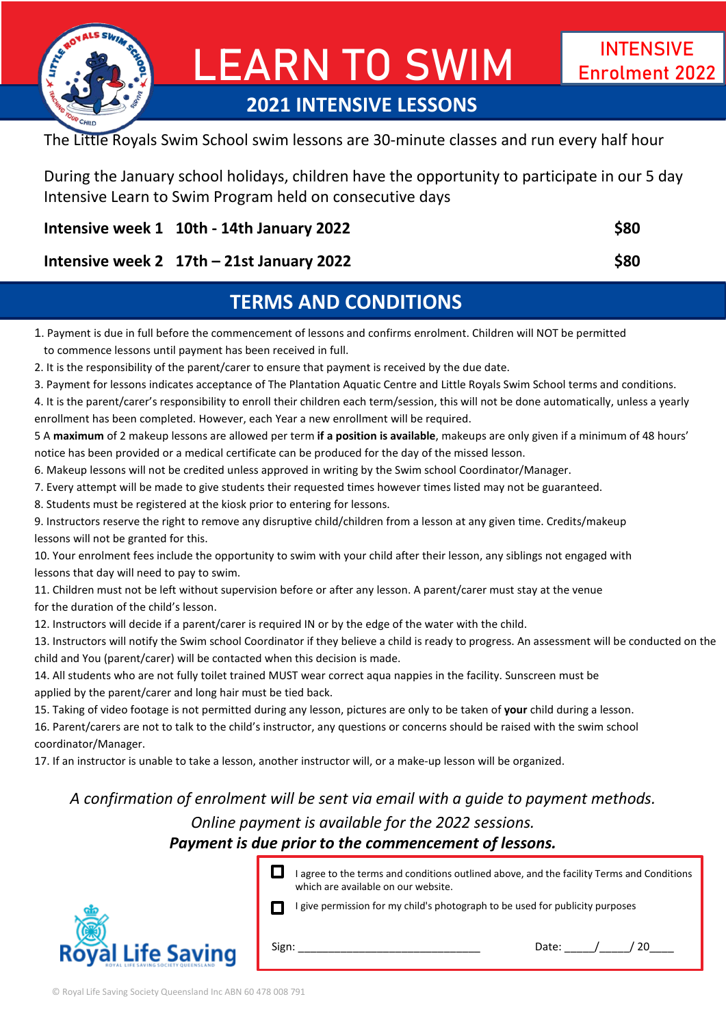# LEARN TO SWIM

INTENSIVE Enrolment 2022

## 2021 INTENSIVE LESSONS

The Little Royals Swim School swim lessons are 30-minute classes and run every half hour

During the January school holidays, children have the opportunity to participate in our 5 day Intensive Learn to Swim Program held on consecutive days

| | | |
|---|---|---|
| **Intensive week 1** | **10th - 14th January 2022** | **$80** |
| **Intensive week 2** | **17th – 21st January 2022** | **$80** |

## TERMS AND CONDITIONS

1. Payment is due in full before the commencement of lessons and confirms enrolment. Children will NOT be permitted to commence lessons until payment has been received in full.
2. It is the responsibility of the parent/carer to ensure that payment is received by the due date.
3. Payment for lessons indicates acceptance of The Plantation Aquatic Centre and Little Royals Swim School terms and conditions.
4. It is the parent/carer's responsibility to enroll their children each term/session, this will not be done automatically, unless a yearly enrollment has been completed. However, each Year a new enrollment will be required.
5 A **maximum** of 2 makeup lessons are allowed per term **if a position is available**, makeups are only given if a minimum of 48 hours' notice has been provided or a medical certificate can be produced for the day of the missed lesson.
6. Makeup lessons will not be credited unless approved in writing by the Swim school Coordinator/Manager.
7. Every attempt will be made to give students their requested times however times listed may not be guaranteed.
8. Students must be registered at the kiosk prior to entering for lessons.
9. Instructors reserve the right to remove any disruptive child/children from a lesson at any given time. Credits/makeup lessons will not be granted for this.
10. Your enrolment fees include the opportunity to swim with your child after their lesson, any siblings not engaged with lessons that day will need to pay to swim.
11. Children must not be left without supervision before or after any lesson. A parent/carer must stay at the venue for the duration of the child's lesson.
12. Instructors will decide if a parent/carer is required IN or by the edge of the water with the child.
13. Instructors will notify the Swim school Coordinator if they believe a child is ready to progress. An assessment will be conducted on the child and You (parent/carer) will be contacted when this decision is made.
14. All students who are not fully toilet trained MUST wear correct aqua nappies in the facility. Sunscreen must be applied by the parent/carer and long hair must be tied back.
15. Taking of video footage is not permitted during any lesson, pictures are only to be taken of **your** child during a lesson.
16. Parent/carers are not to talk to the child's instructor, any questions or concerns should be raised with the swim school coordinator/Manager.
17. If an instructor is unable to take a lesson, another instructor will, or a make-up lesson will be organized.

*A confirmation of enrolment will be sent via email with a guide to payment methods.*

*Online payment is available for the 2022 sessions.*

***Payment is due prior to the commencement of lessons.***

- ☐ I agree to the terms and conditions outlined above, and the facility Terms and Conditions which are available on our website.
- ☐ I give permission for my child's photograph to be used for publicity purposes

Sign: ______________________________ Date: _____/_____/ 20____

Royal Life Saving

© Royal Life Saving Society Queensland Inc ABN 60 478 008 791